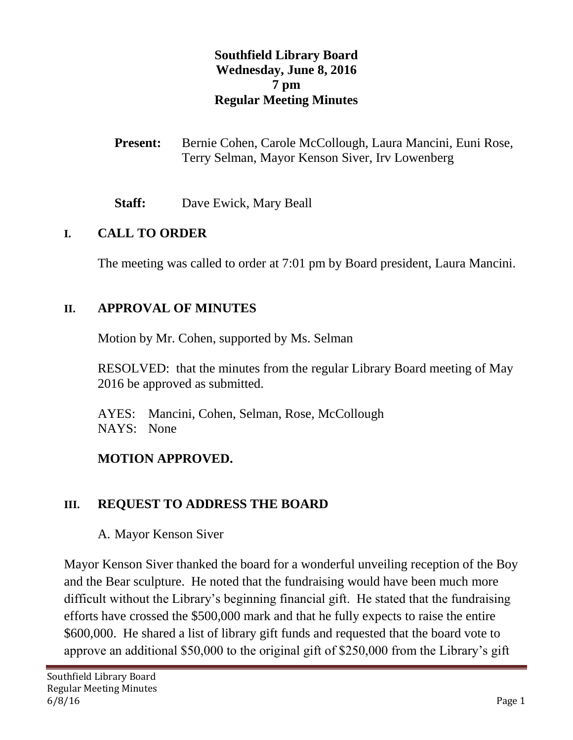**Southfield Library Board**
**Wednesday, June 8, 2016**
**7 pm**
**Regular Meeting Minutes**

**Present:** Bernie Cohen, Carole McCollough, Laura Mancini, Euni Rose, Terry Selman, Mayor Kenson Siver, Irv Lowenberg

**Staff:** Dave Ewick, Mary Beall

## I. CALL TO ORDER

The meeting was called to order at 7:01 pm by Board president, Laura Mancini.

## II. APPROVAL OF MINUTES

Motion by Mr. Cohen, supported by Ms. Selman

RESOLVED: that the minutes from the regular Library Board meeting of May 2016 be approved as submitted.

AYES: Mancini, Cohen, Selman, Rose, McCollough
NAYS: None

**MOTION APPROVED.**

## III. REQUEST TO ADDRESS THE BOARD

A. Mayor Kenson Siver

Mayor Kenson Siver thanked the board for a wonderful unveiling reception of the Boy and the Bear sculpture. He noted that the fundraising would have been much more difficult without the Library's beginning financial gift. He stated that the fundraising efforts have crossed the $500,000 mark and that he fully expects to raise the entire $600,000. He shared a list of library gift funds and requested that the board vote to approve an additional $50,000 to the original gift of $250,000 from the Library's gift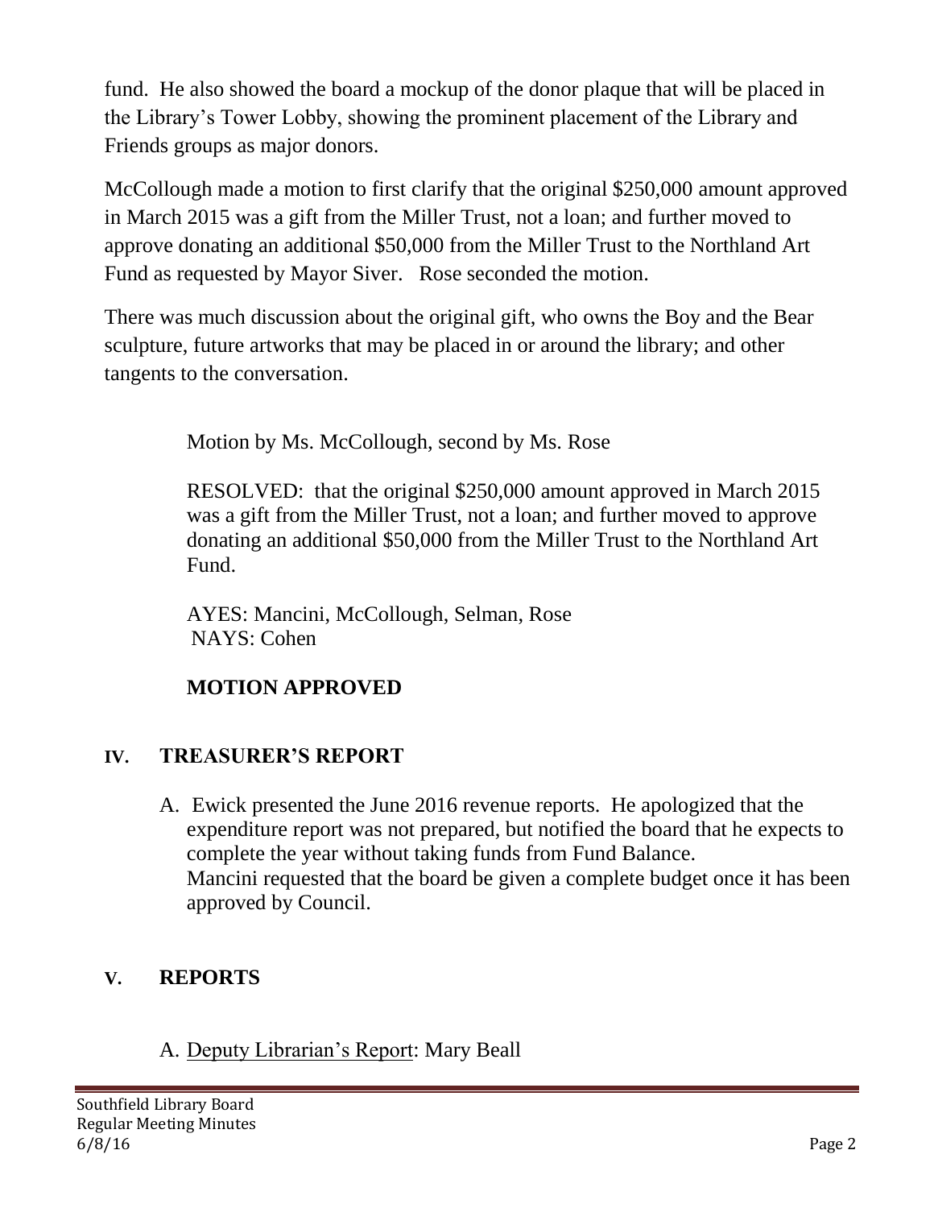fund. He also showed the board a mockup of the donor plaque that will be placed in the Library's Tower Lobby, showing the prominent placement of the Library and Friends groups as major donors.

McCollough made a motion to first clarify that the original $250,000 amount approved in March 2015 was a gift from the Miller Trust, not a loan; and further moved to approve donating an additional $50,000 from the Miller Trust to the Northland Art Fund as requested by Mayor Siver. Rose seconded the motion.

There was much discussion about the original gift, who owns the Boy and the Bear sculpture, future artworks that may be placed in or around the library; and other tangents to the conversation.

Motion by Ms. McCollough, second by Ms. Rose

RESOLVED: that the original $250,000 amount approved in March 2015 was a gift from the Miller Trust, not a loan; and further moved to approve donating an additional $50,000 from the Miller Trust to the Northland Art Fund.

AYES: Mancini, McCollough, Selman, Rose
NAYS: Cohen

**MOTION APPROVED**

## IV. TREASURER'S REPORT

A. Ewick presented the June 2016 revenue reports. He apologized that the expenditure report was not prepared, but notified the board that he expects to complete the year without taking funds from Fund Balance.
Mancini requested that the board be given a complete budget once it has been approved by Council.

## V. REPORTS

A. Deputy Librarian's Report: Mary Beall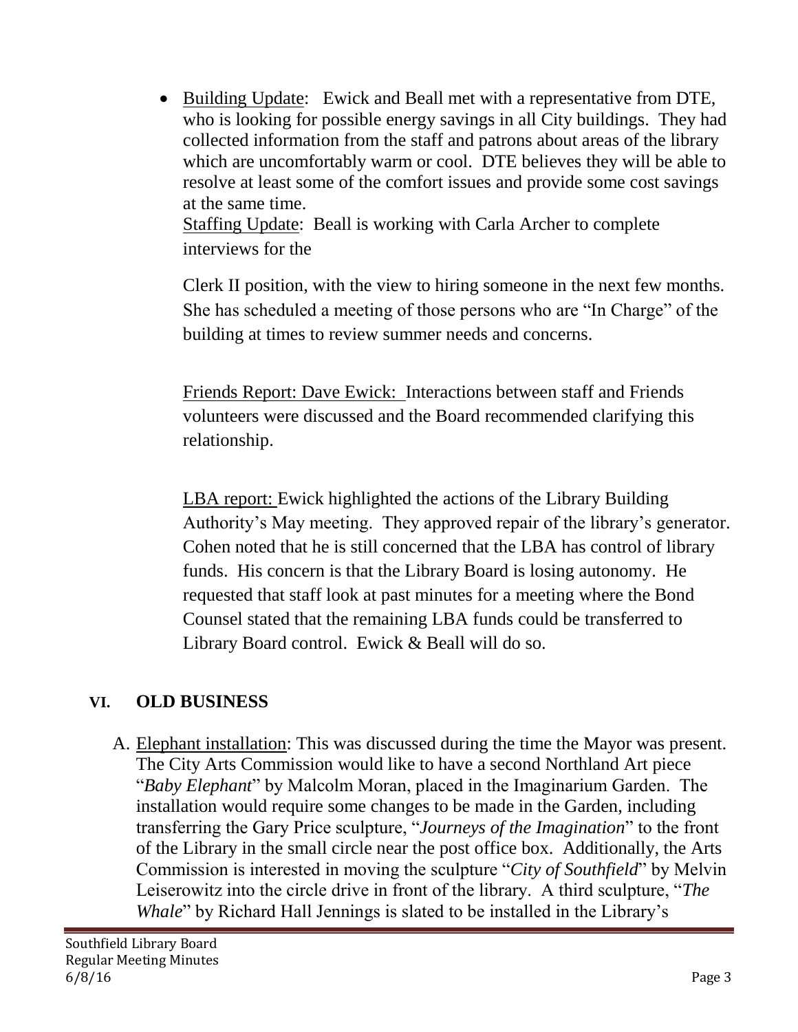- Building Update: Ewick and Beall met with a representative from DTE, who is looking for possible energy savings in all City buildings. They had collected information from the staff and patrons about areas of the library which are uncomfortably warm or cool. DTE believes they will be able to resolve at least some of the comfort issues and provide some cost savings at the same time.

  Staffing Update: Beall is working with Carla Archer to complete interviews for the

  Clerk II position, with the view to hiring someone in the next few months. She has scheduled a meeting of those persons who are "In Charge" of the building at times to review summer needs and concerns.

  Friends Report: Dave Ewick: Interactions between staff and Friends volunteers were discussed and the Board recommended clarifying this relationship.

  LBA report: Ewick highlighted the actions of the Library Building Authority's May meeting. They approved repair of the library's generator. Cohen noted that he is still concerned that the LBA has control of library funds. His concern is that the Library Board is losing autonomy. He requested that staff look at past minutes for a meeting where the Bond Counsel stated that the remaining LBA funds could be transferred to Library Board control. Ewick & Beall will do so.

## VI. OLD BUSINESS

A. Elephant installation: This was discussed during the time the Mayor was present. The City Arts Commission would like to have a second Northland Art piece "*Baby Elephant*" by Malcolm Moran, placed in the Imaginarium Garden. The installation would require some changes to be made in the Garden, including transferring the Gary Price sculpture, "*Journeys of the Imagination*" to the front of the Library in the small circle near the post office box. Additionally, the Arts Commission is interested in moving the sculpture "*City of Southfield*" by Melvin Leiserowitz into the circle drive in front of the library. A third sculpture, "*The Whale*" by Richard Hall Jennings is slated to be installed in the Library's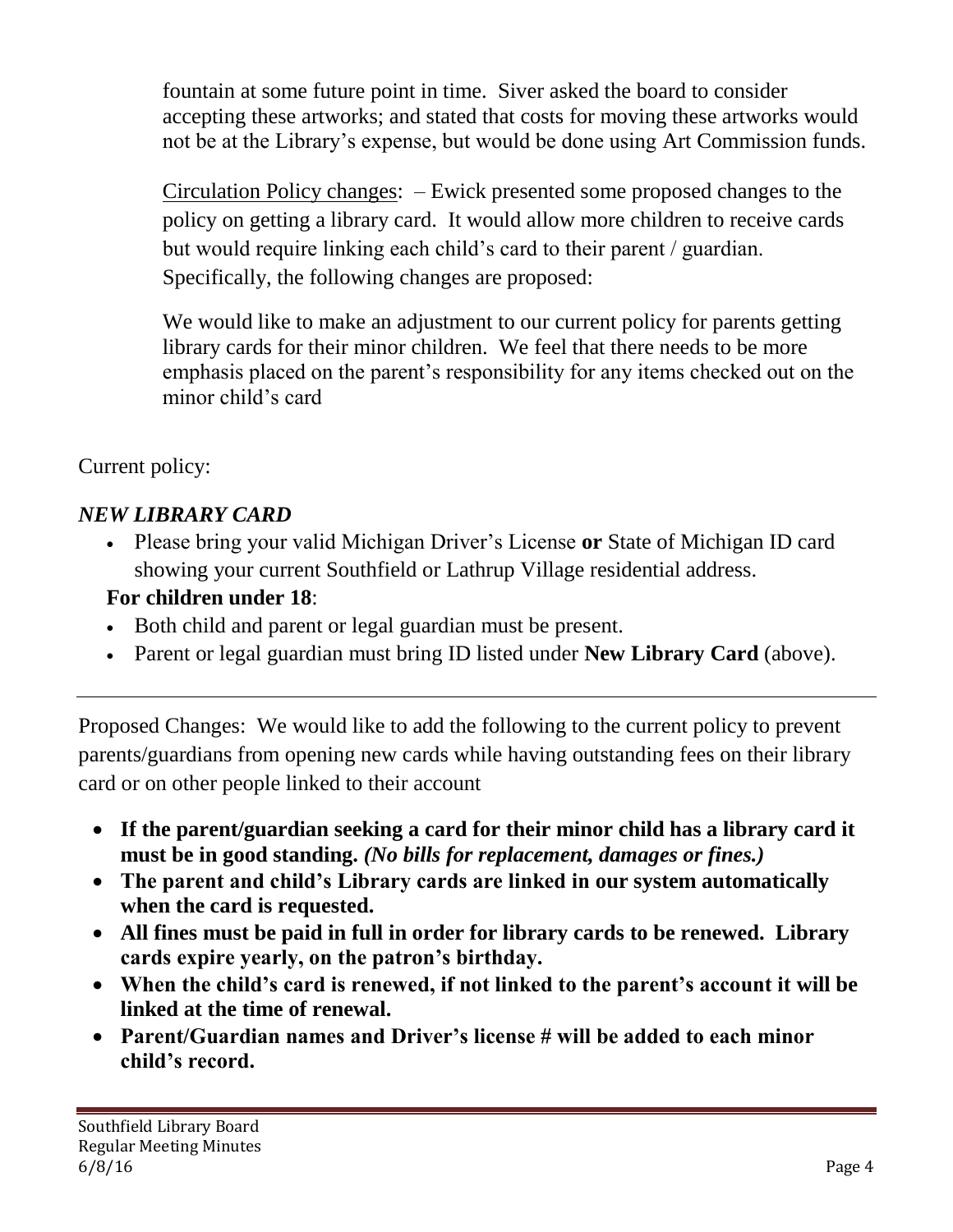fountain at some future point in time. Siver asked the board to consider accepting these artworks; and stated that costs for moving these artworks would not be at the Library's expense, but would be done using Art Commission funds.

Circulation Policy changes: – Ewick presented some proposed changes to the policy on getting a library card. It would allow more children to receive cards but would require linking each child's card to their parent / guardian. Specifically, the following changes are proposed:

We would like to make an adjustment to our current policy for parents getting library cards for their minor children. We feel that there needs to be more emphasis placed on the parent's responsibility for any items checked out on the minor child's card

Current policy:

***NEW LIBRARY CARD***

- Please bring your valid Michigan Driver's License **or** State of Michigan ID card showing your current Southfield or Lathrup Village residential address.

**For children under 18**:

- Both child and parent or legal guardian must be present.
- Parent or legal guardian must bring ID listed under **New Library Card** (above).

---

Proposed Changes: We would like to add the following to the current policy to prevent parents/guardians from opening new cards while having outstanding fees on their library card or on other people linked to their account

- **If the parent/guardian seeking a card for their minor child has a library card it must be in good standing.** ***(No bills for replacement, damages or fines.)***
- **The parent and child's Library cards are linked in our system automatically when the card is requested.**
- **All fines must be paid in full in order for library cards to be renewed. Library cards expire yearly, on the patron's birthday.**
- **When the child's card is renewed, if not linked to the parent's account it will be linked at the time of renewal.**
- **Parent/Guardian names and Driver's license # will be added to each minor child's record.**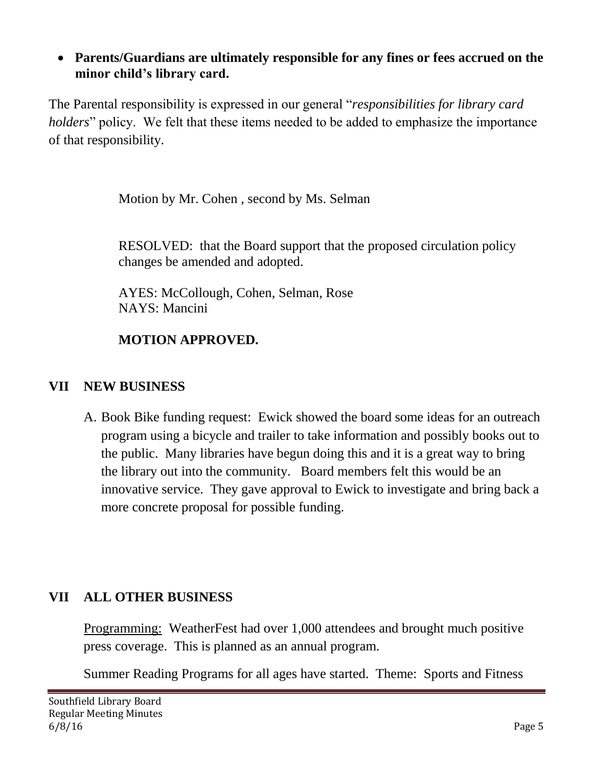- **Parents/Guardians are ultimately responsible for any fines or fees accrued on the minor child's library card.**

The Parental responsibility is expressed in our general "*responsibilities for library card holders*" policy. We felt that these items needed to be added to emphasize the importance of that responsibility.

Motion by Mr. Cohen , second by Ms. Selman

RESOLVED: that the Board support that the proposed circulation policy changes be amended and adopted.

AYES: McCollough, Cohen, Selman, Rose
NAYS: Mancini

**MOTION APPROVED.**

## VII NEW BUSINESS

A. Book Bike funding request: Ewick showed the board some ideas for an outreach program using a bicycle and trailer to take information and possibly books out to the public. Many libraries have begun doing this and it is a great way to bring the library out into the community. Board members felt this would be an innovative service. They gave approval to Ewick to investigate and bring back a more concrete proposal for possible funding.

## VII ALL OTHER BUSINESS

<u>Programming:</u> WeatherFest had over 1,000 attendees and brought much positive press coverage. This is planned as an annual program.

Summer Reading Programs for all ages have started. Theme: Sports and Fitness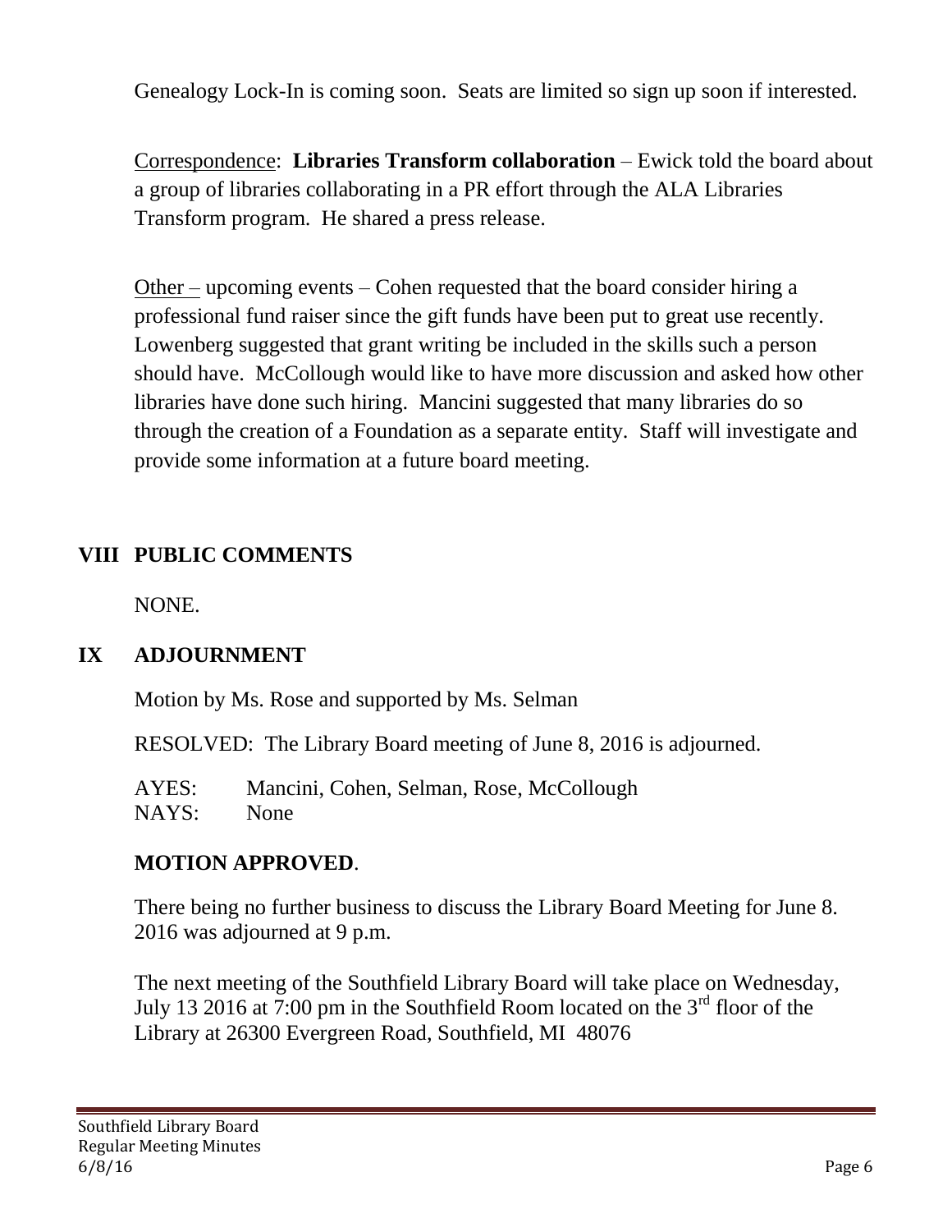Genealogy Lock-In is coming soon. Seats are limited so sign up soon if interested.

Correspondence: **Libraries Transform collaboration** – Ewick told the board about a group of libraries collaborating in a PR effort through the ALA Libraries Transform program. He shared a press release.

Other – upcoming events – Cohen requested that the board consider hiring a professional fund raiser since the gift funds have been put to great use recently. Lowenberg suggested that grant writing be included in the skills such a person should have. McCollough would like to have more discussion and asked how other libraries have done such hiring. Mancini suggested that many libraries do so through the creation of a Foundation as a separate entity. Staff will investigate and provide some information at a future board meeting.

## VIII PUBLIC COMMENTS

NONE.

## IX ADJOURNMENT

Motion by Ms. Rose and supported by Ms. Selman

RESOLVED: The Library Board meeting of June 8, 2016 is adjourned.

AYES: Mancini, Cohen, Selman, Rose, McCollough
NAYS: None

**MOTION APPROVED**.

There being no further business to discuss the Library Board Meeting for June 8. 2016 was adjourned at 9 p.m.

The next meeting of the Southfield Library Board will take place on Wednesday, July 13 2016 at 7:00 pm in the Southfield Room located on the 3rd floor of the Library at 26300 Evergreen Road, Southfield, MI 48076